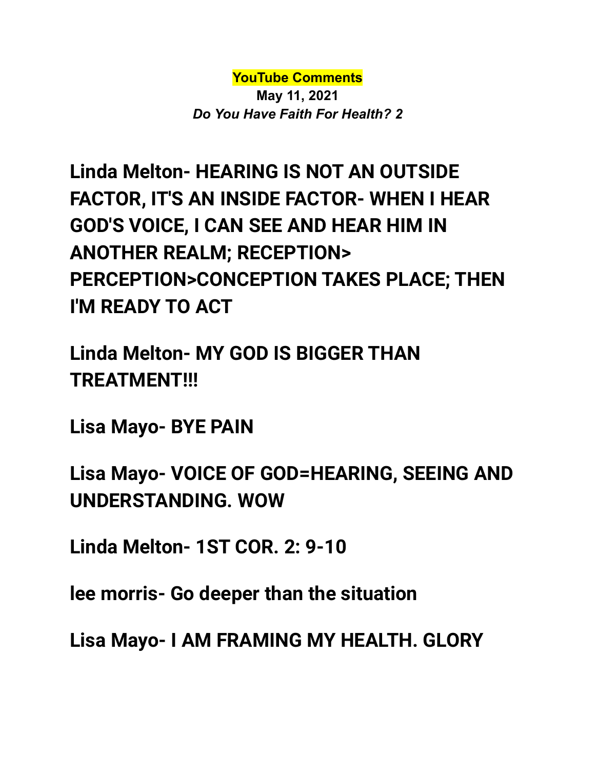**YouTube Comments**

**May 11, 2021**

***Do You Have Faith For Health? 2***

**Linda Melton- HEARING IS NOT AN OUTSIDE FACTOR, IT'S AN INSIDE FACTOR- WHEN I HEAR GOD'S VOICE, I CAN SEE AND HEAR HIM IN ANOTHER REALM; RECEPTION> PERCEPTION>CONCEPTION TAKES PLACE; THEN I'M READY TO ACT**

**Linda Melton- MY GOD IS BIGGER THAN TREATMENT!!!**

**Lisa Mayo- BYE PAIN**

**Lisa Mayo- VOICE OF GOD=HEARING, SEEING AND UNDERSTANDING. WOW**

**Linda Melton- 1ST COR. 2: 9-10**

**lee morris- Go deeper than the situation**

**Lisa Mayo- I AM FRAMING MY HEALTH. GLORY**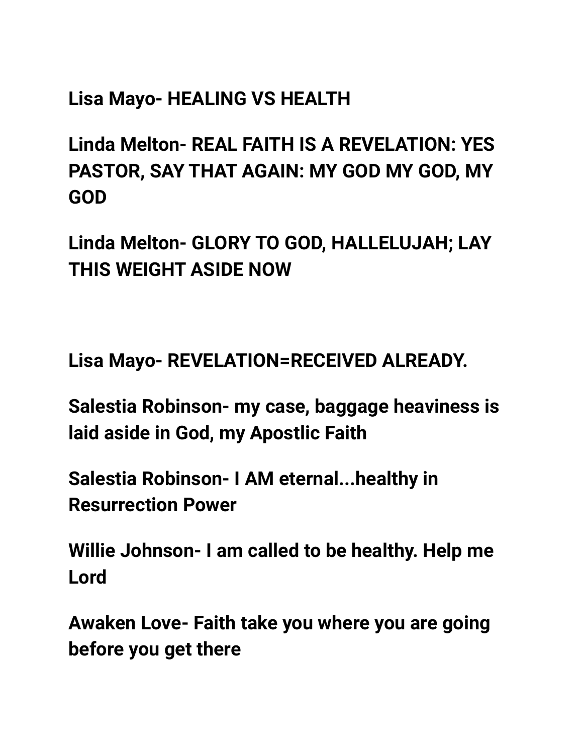**Lisa Mayo- HEALING VS HEALTH**

**Linda Melton- REAL FAITH IS A REVELATION: YES PASTOR, SAY THAT AGAIN: MY GOD MY GOD, MY GOD**

**Linda Melton- GLORY TO GOD, HALLELUJAH; LAY THIS WEIGHT ASIDE NOW**

**Lisa Mayo- REVELATION=RECEIVED ALREADY.**

**Salestia Robinson- my case, baggage heaviness is laid aside in God, my Apostlic Faith**

**Salestia Robinson- I AM eternal...healthy in Resurrection Power**

**Willie Johnson- I am called to be healthy. Help me Lord**

**Awaken Love- Faith take you where you are going before you get there**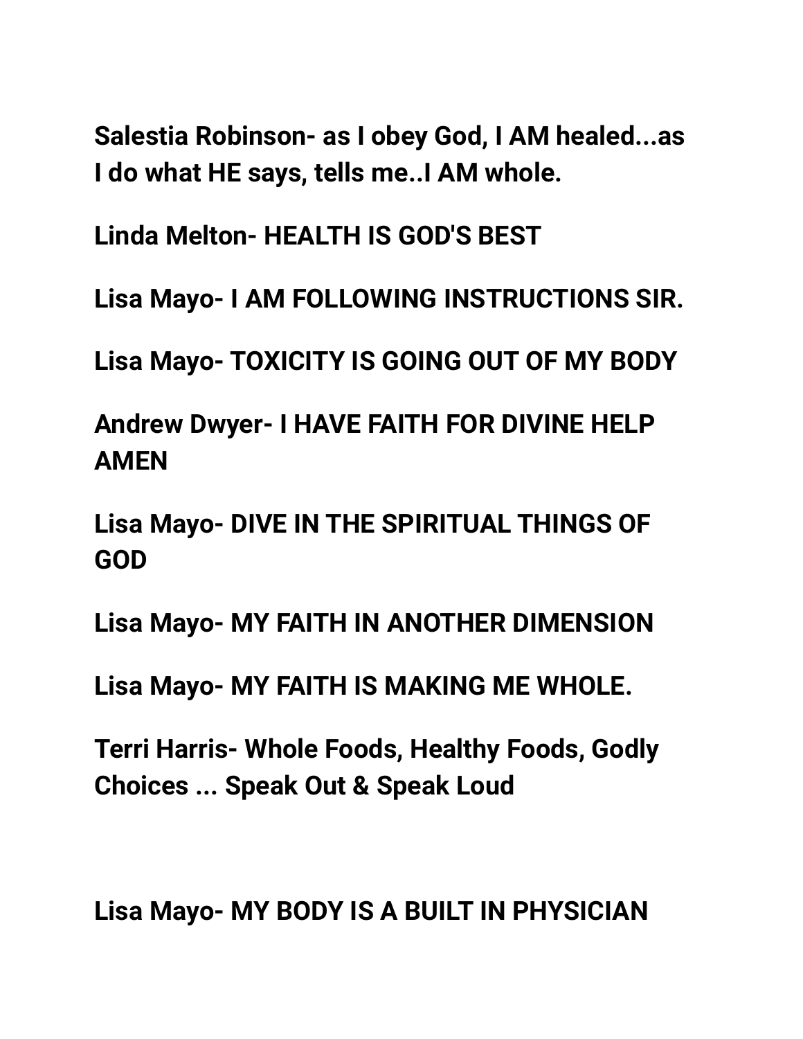**Salestia Robinson- as I obey God, I AM healed...as I do what HE says, tells me..I AM whole.**

**Linda Melton- HEALTH IS GOD'S BEST**

**Lisa Mayo- I AM FOLLOWING INSTRUCTIONS SIR.**

**Lisa Mayo- TOXICITY IS GOING OUT OF MY BODY**

**Andrew Dwyer- I HAVE FAITH FOR DIVINE HELP AMEN**

**Lisa Mayo- DIVE IN THE SPIRITUAL THINGS OF GOD**

**Lisa Mayo- MY FAITH IN ANOTHER DIMENSION**

**Lisa Mayo- MY FAITH IS MAKING ME WHOLE.**

**Terri Harris- Whole Foods, Healthy Foods, Godly Choices ... Speak Out & Speak Loud**

**Lisa Mayo- MY BODY IS A BUILT IN PHYSICIAN**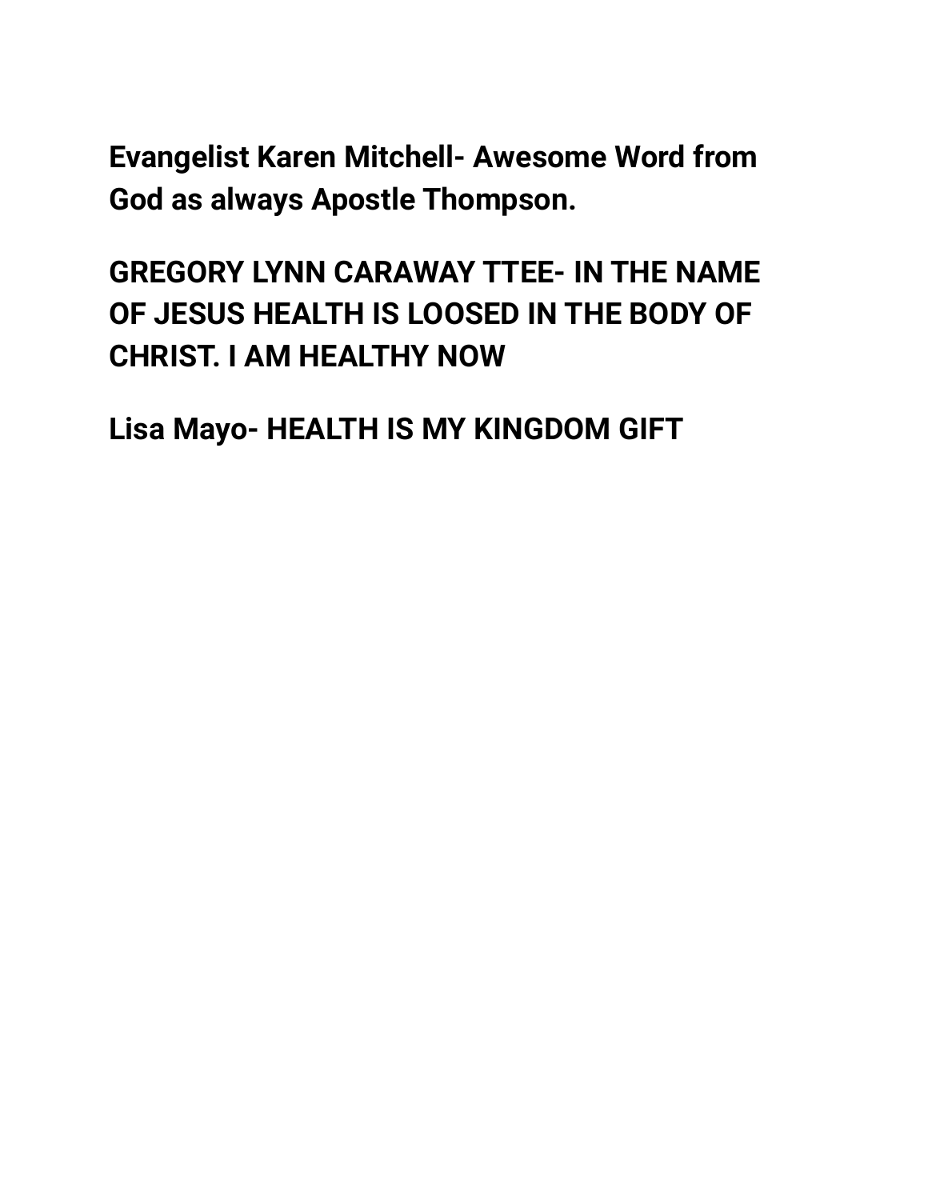**Evangelist Karen Mitchell- Awesome Word from God as always Apostle Thompson.**

**GREGORY LYNN CARAWAY TTEE- IN THE NAME OF JESUS HEALTH IS LOOSED IN THE BODY OF CHRIST. I AM HEALTHY NOW**

**Lisa Mayo- HEALTH IS MY KINGDOM GIFT**